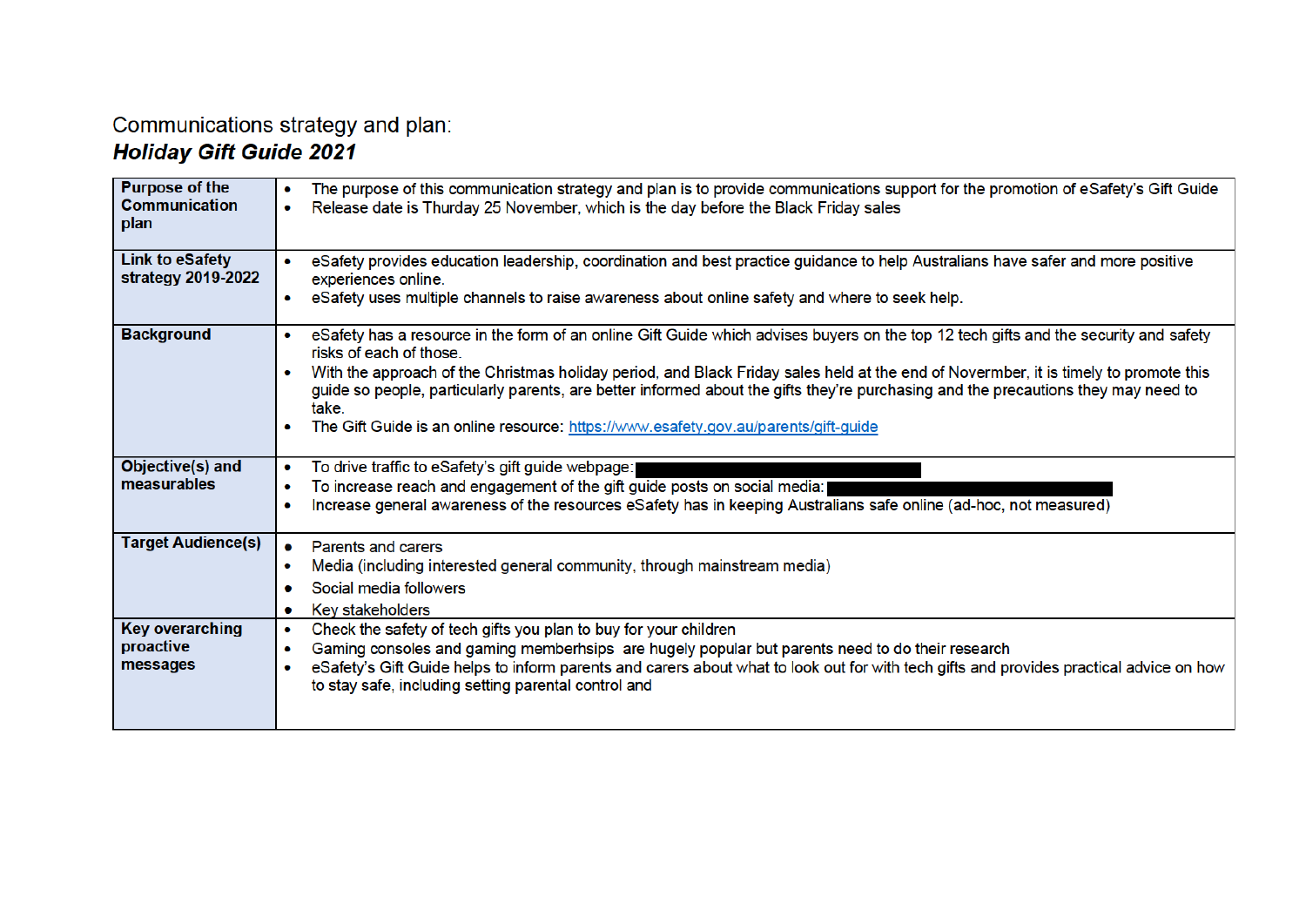Communications strategy and plan:
***Holiday Gift Guide 2021***

| **Purpose of the Communication plan** | • The purpose of this communication strategy and plan is to provide communications support for the promotion of eSafety's Gift Guide<br>• Release date is Thurday 25 November, which is the day before the Black Friday sales |
|---|---|
| **Link to eSafety strategy 2019-2022** | • eSafety provides education leadership, coordination and best practice guidance to help Australians have safer and more positive experiences online.<br>• eSafety uses multiple channels to raise awareness about online safety and where to seek help. |
| **Background** | • eSafety has a resource in the form of an online Gift Guide which advises buyers on the top 12 tech gifts and the security and safety risks of each of those.<br>• With the approach of the Christmas holiday period, and Black Friday sales held at the end of Novermber, it is timely to promote this guide so people, particularly parents, are better informed about the gifts they're purchasing and the precautions they may need to take.<br>• The Gift Guide is an online resource: https://www.esafety.gov.au/parents/gift-guide |
| **Objective(s) and measurables** | • To drive traffic to eSafety's gift guide webpage: [REDACTED]<br>• To increase reach and engagement of the gift guide posts on social media: [REDACTED]<br>• Increase general awareness of the resources eSafety has in keeping Australians safe online (ad-hoc, not measured) |
| **Target Audience(s)** | • Parents and carers<br>• Media (including interested general community, through mainstream media)<br>• Social media followers<br>• Key stakeholders |
| **Key overarching proactive messages** | • Check the safety of tech gifts you plan to buy for your children<br>• Gaming consoles and gaming memberhsips are hugely popular but parents need to do their research<br>• eSafety's Gift Guide helps to inform parents and carers about what to look out for with tech gifts and provides practical advice on how to stay safe, including setting parental control and |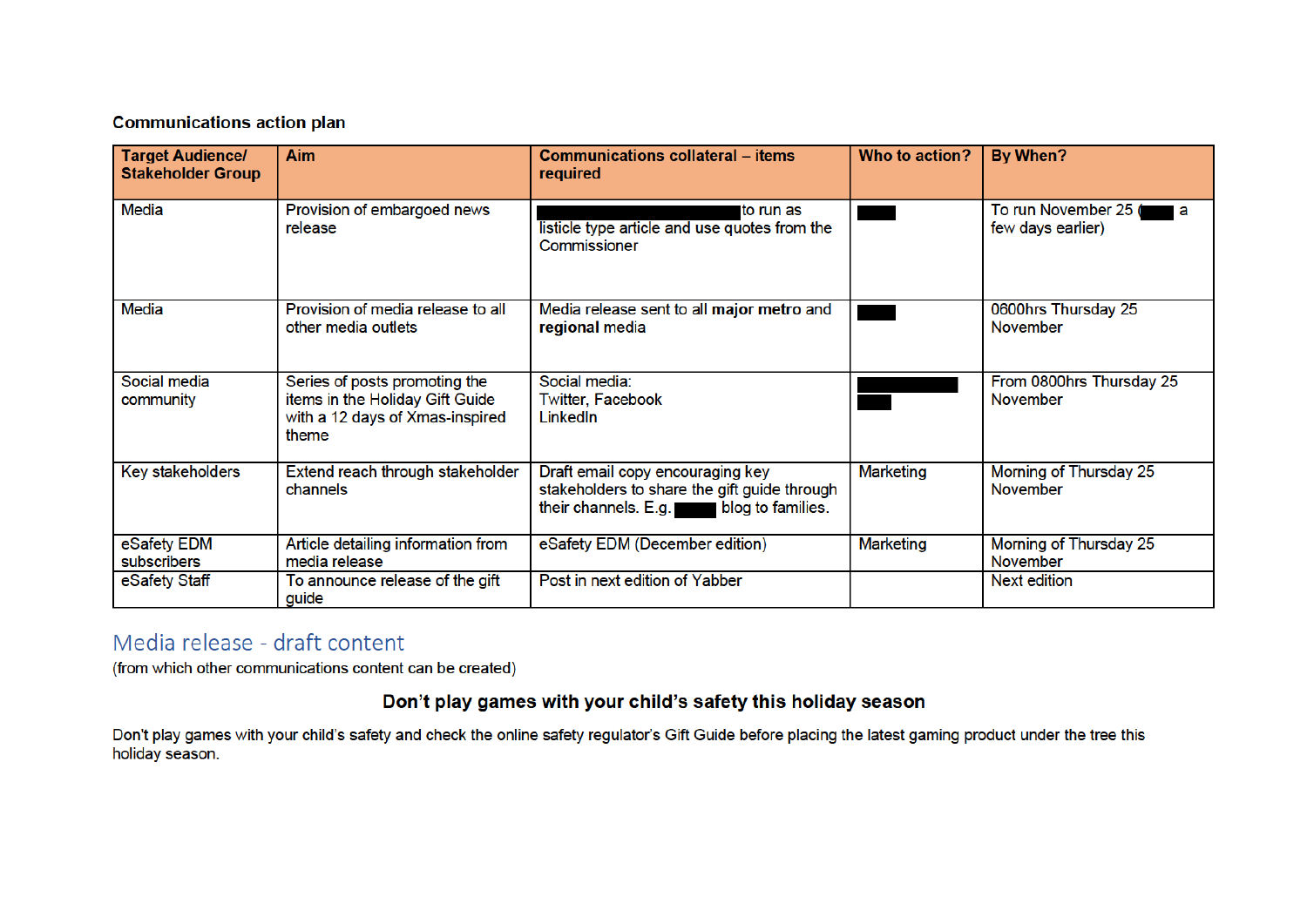**Communications action plan**

| Target Audience/ Stakeholder Group | Aim | Communications collateral – items required | Who to action? | By When? |
|---|---|---|---|---|
| Media | Provision of embargoed news release | ██████ to run as listicle type article and use quotes from the Commissioner | ██ | To run November 25 (██ a few days earlier) |
| Media | Provision of media release to all other media outlets | Media release sent to all **major metro** and **regional** media | ██ | 0600hrs Thursday 25 November |
| Social media community | Series of posts promoting the items in the Holiday Gift Guide with a 12 days of Xmas-inspired theme | Social media: Twitter, Facebook LinkedIn | ██ ██ | From 0800hrs Thursday 25 November |
| Key stakeholders | Extend reach through stakeholder channels | Draft email copy encouraging key stakeholders to share the gift guide through their channels. E.g. ██ blog to families. | Marketing | Morning of Thursday 25 November |
| eSafety EDM subscribers | Article detailing information from media release | eSafety EDM (December edition) | Marketing | Morning of Thursday 25 November |
| eSafety Staff | To announce release of the gift guide | Post in next edition of Yabber | | Next edition |

## Media release - draft content

(from which other communications content can be created)

### Don't play games with your child's safety this holiday season

Don't play games with your child's safety and check the online safety regulator's Gift Guide before placing the latest gaming product under the tree this holiday season.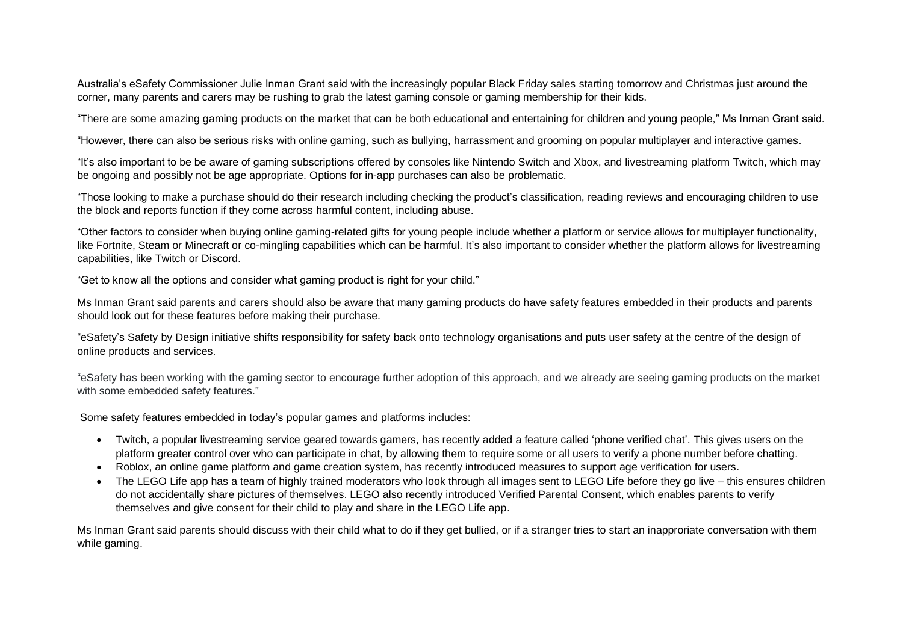Australia's eSafety Commissioner Julie Inman Grant said with the increasingly popular Black Friday sales starting tomorrow and Christmas just around the corner, many parents and carers may be rushing to grab the latest gaming console or gaming membership for their kids.

"There are some amazing gaming products on the market that can be both educational and entertaining for children and young people," Ms Inman Grant said.

"However, there can also be serious risks with online gaming, such as bullying, harrassment and grooming on popular multiplayer and interactive games.

"It's also important to be be aware of gaming subscriptions offered by consoles like Nintendo Switch and Xbox, and livestreaming platform Twitch, which may be ongoing and possibly not be age appropriate. Options for in-app purchases can also be problematic.

"Those looking to make a purchase should do their research including checking the product's classification, reading reviews and encouraging children to use the block and reports function if they come across harmful content, including abuse.

"Other factors to consider when buying online gaming-related gifts for young people include whether a platform or service allows for multiplayer functionality, like Fortnite, Steam or Minecraft or co-mingling capabilities which can be harmful. It's also important to consider whether the platform allows for livestreaming capabilities, like Twitch or Discord.

"Get to know all the options and consider what gaming product is right for your child."

Ms Inman Grant said parents and carers should also be aware that many gaming products do have safety features embedded in their products and parents should look out for these features before making their purchase.

"eSafety's Safety by Design initiative shifts responsibility for safety back onto technology organisations and puts user safety at the centre of the design of online products and services.

"eSafety has been working with the gaming sector to encourage further adoption of this approach, and we already are seeing gaming products on the market with some embedded safety features."

Some safety features embedded in today's popular games and platforms includes:

- Twitch, a popular livestreaming service geared towards gamers, has recently added a feature called 'phone verified chat'. This gives users on the platform greater control over who can participate in chat, by allowing them to require some or all users to verify a phone number before chatting.
- Roblox, an online game platform and game creation system, has recently introduced measures to support age verification for users.
- The LEGO Life app has a team of highly trained moderators who look through all images sent to LEGO Life before they go live – this ensures children do not accidentally share pictures of themselves. LEGO also recently introduced Verified Parental Consent, which enables parents to verify themselves and give consent for their child to play and share in the LEGO Life app.

Ms Inman Grant said parents should discuss with their child what to do if they get bullied, or if a stranger tries to start an inappropriate conversation with them while gaming.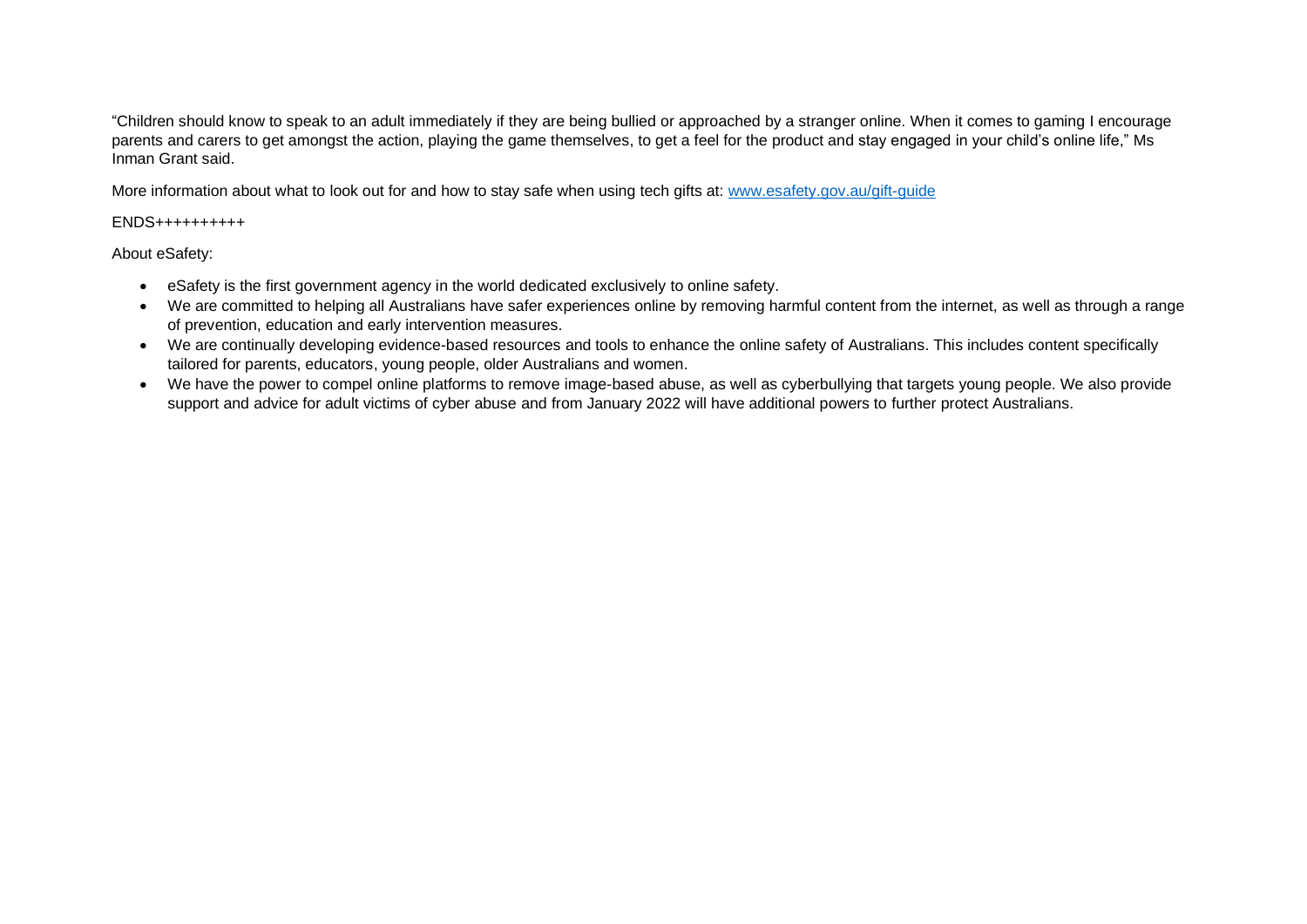"Children should know to speak to an adult immediately if they are being bullied or approached by a stranger online. When it comes to gaming I encourage parents and carers to get amongst the action, playing the game themselves, to get a feel for the product and stay engaged in your child's online life," Ms Inman Grant said.

More information about what to look out for and how to stay safe when using tech gifts at: [www.esafety.gov.au/gift-guide](www.esafety.gov.au/gift-guide)

ENDS++++++++++

About eSafety:

- eSafety is the first government agency in the world dedicated exclusively to online safety.
- We are committed to helping all Australians have safer experiences online by removing harmful content from the internet, as well as through a range of prevention, education and early intervention measures.
- We are continually developing evidence-based resources and tools to enhance the online safety of Australians. This includes content specifically tailored for parents, educators, young people, older Australians and women.
- We have the power to compel online platforms to remove image-based abuse, as well as cyberbullying that targets young people. We also provide support and advice for adult victims of cyber abuse and from January 2022 will have additional powers to further protect Australians.